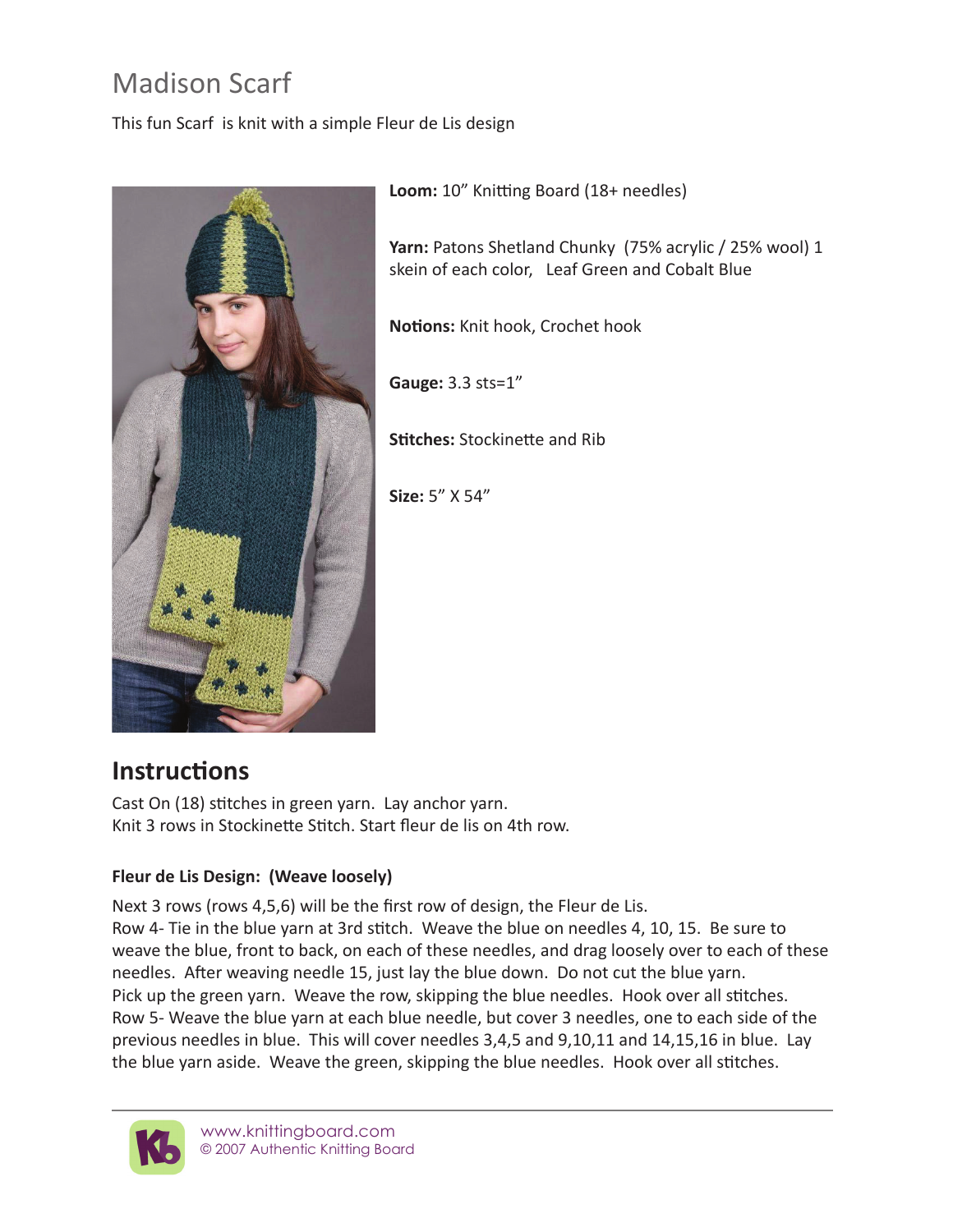# Madison Scarf

This fun Scarf is knit with a simple Fleur de Lis design

**Loom:** 10" Knitting Board (18+ needles)

**Yarn:** Patons Shetland Chunky (75% acrylic / 25% wool) 1 skein of each color, Leaf Green and Cobalt Blue

**Notions:** Knit hook, Crochet hook

**Gauge:** 3.3 sts=1"

**Stitches:** Stockinette and Rib

**Size:** 5" X 54"

## Instructions

Cast On (18) stitches in green yarn. Lay anchor yarn.
Knit 3 rows in Stockinette Stitch. Start fleur de lis on 4th row.

### Fleur de Lis Design: (Weave loosely)

Next 3 rows (rows 4,5,6) will be the first row of design, the Fleur de Lis.
Row 4- Tie in the blue yarn at 3rd stitch. Weave the blue on needles 4, 10, 15. Be sure to weave the blue, front to back, on each of these needles, and drag loosely over to each of these needles. After weaving needle 15, just lay the blue down. Do not cut the blue yarn.
Pick up the green yarn. Weave the row, skipping the blue needles. Hook over all stitches.
Row 5- Weave the blue yarn at each blue needle, but cover 3 needles, one to each side of the previous needles in blue. This will cover needles 3,4,5 and 9,10,11 and 14,15,16 in blue. Lay the blue yarn aside. Weave the green, skipping the blue needles. Hook over all stitches.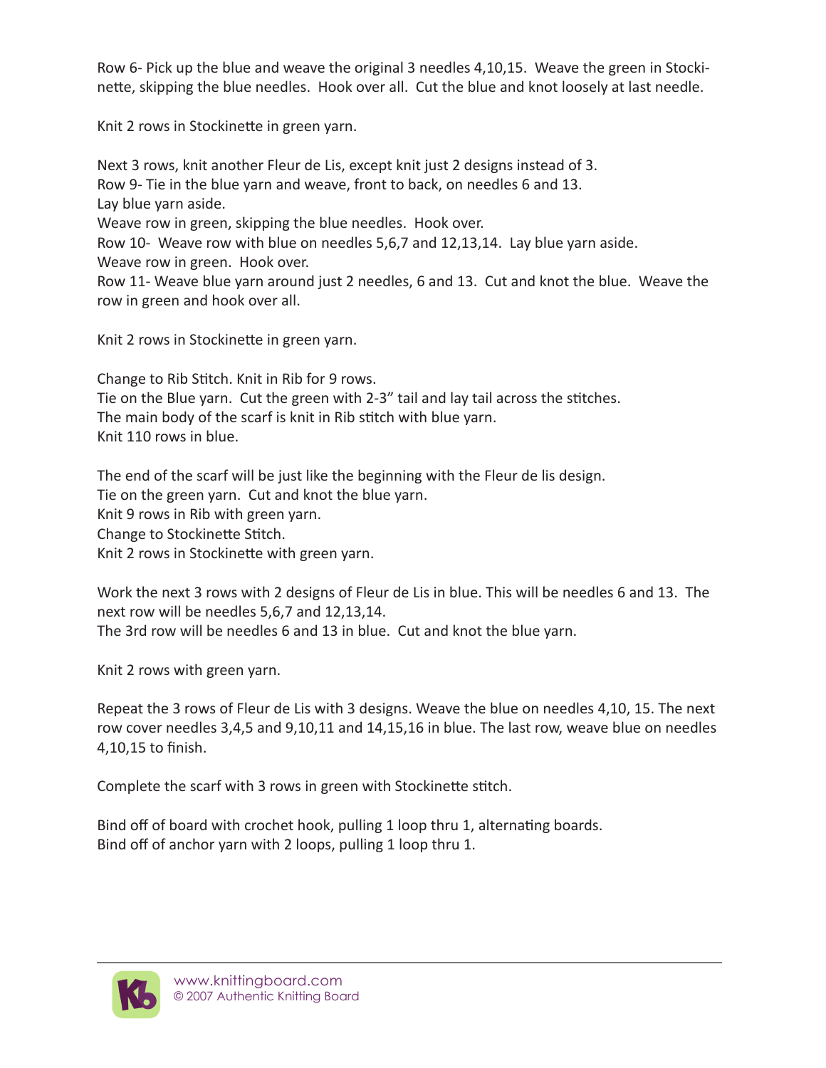Row 6- Pick up the blue and weave the original 3 needles 4,10,15. Weave the green in Stockinette, skipping the blue needles. Hook over all. Cut the blue and knot loosely at last needle.

Knit 2 rows in Stockinette in green yarn.

Next 3 rows, knit another Fleur de Lis, except knit just 2 designs instead of 3.
Row 9- Tie in the blue yarn and weave, front to back, on needles 6 and 13.
Lay blue yarn aside.
Weave row in green, skipping the blue needles. Hook over.
Row 10- Weave row with blue on needles 5,6,7 and 12,13,14. Lay blue yarn aside.
Weave row in green. Hook over.
Row 11- Weave blue yarn around just 2 needles, 6 and 13. Cut and knot the blue. Weave the row in green and hook over all.

Knit 2 rows in Stockinette in green yarn.

Change to Rib Stitch. Knit in Rib for 9 rows.
Tie on the Blue yarn. Cut the green with 2-3" tail and lay tail across the stitches.
The main body of the scarf is knit in Rib stitch with blue yarn.
Knit 110 rows in blue.

The end of the scarf will be just like the beginning with the Fleur de lis design.
Tie on the green yarn. Cut and knot the blue yarn.
Knit 9 rows in Rib with green yarn.
Change to Stockinette Stitch.
Knit 2 rows in Stockinette with green yarn.

Work the next 3 rows with 2 designs of Fleur de Lis in blue. This will be needles 6 and 13. The next row will be needles 5,6,7 and 12,13,14.
The 3rd row will be needles 6 and 13 in blue. Cut and knot the blue yarn.

Knit 2 rows with green yarn.

Repeat the 3 rows of Fleur de Lis with 3 designs. Weave the blue on needles 4,10, 15. The next row cover needles 3,4,5 and 9,10,11 and 14,15,16 in blue. The last row, weave blue on needles 4,10,15 to finish.

Complete the scarf with 3 rows in green with Stockinette stitch.

Bind off of board with crochet hook, pulling 1 loop thru 1, alternating boards.
Bind off of anchor yarn with 2 loops, pulling 1 loop thru 1.

www.knittingboard.com
© 2007 Authentic Knitting Board